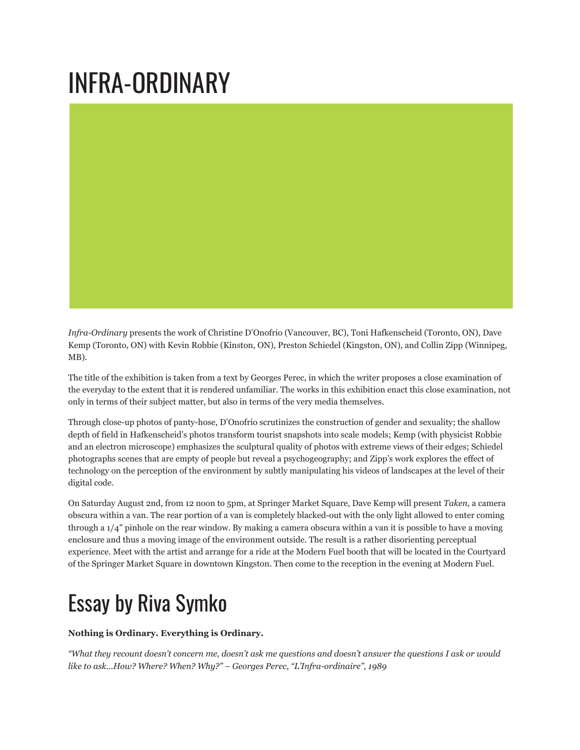# INFRA-ORDINARY

*Infra-Ordinary* presents the work of Christine D'Onofrio (Vancouver, BC), Toni Hafkenscheid (Toronto, ON), Dave Kemp (Toronto, ON) with Kevin Robbie (Kinston, ON), Preston Schiedel (Kingston, ON), and Collin Zipp (Winnipeg, MB).

The title of the exhibition is taken from a text by Georges Perec, in which the writer proposes a close examination of the everyday to the extent that it is rendered unfamiliar. The works in this exhibition enact this close examination, not only in terms of their subject matter, but also in terms of the very media themselves.

Through close-up photos of panty-hose, D'Onofrio scrutinizes the construction of gender and sexuality; the shallow depth of field in Hafkenscheid's photos transform tourist snapshots into scale models; Kemp (with physicist Robbie and an electron microscope) emphasizes the sculptural quality of photos with extreme views of their edges; Schiedel photographs scenes that are empty of people but reveal a psychogeography; and Zipp's work explores the effect of technology on the perception of the environment by subtly manipulating his videos of landscapes at the level of their digital code.

On Saturday August 2nd, from 12 noon to 5pm, at Springer Market Square, Dave Kemp will present *Taken*, a camera obscura within a van. The rear portion of a van is completely blacked-out with the only light allowed to enter coming through a 1/4" pinhole on the rear window. By making a camera obscura within a van it is possible to have a moving enclosure and thus a moving image of the environment outside. The result is a rather disorienting perceptual experience. Meet with the artist and arrange for a ride at the Modern Fuel booth that will be located in the Courtyard of the Springer Market Square in downtown Kingston. Then come to the reception in the evening at Modern Fuel.

# Essay by Riva Symko

**Nothing is Ordinary. Everything is Ordinary.**

*"What they recount doesn't concern me, doesn't ask me questions and doesn't answer the questions I ask or would like to ask…How? Where? When? Why?" – Georges Perec, "L'Infra-ordinaire", 1989*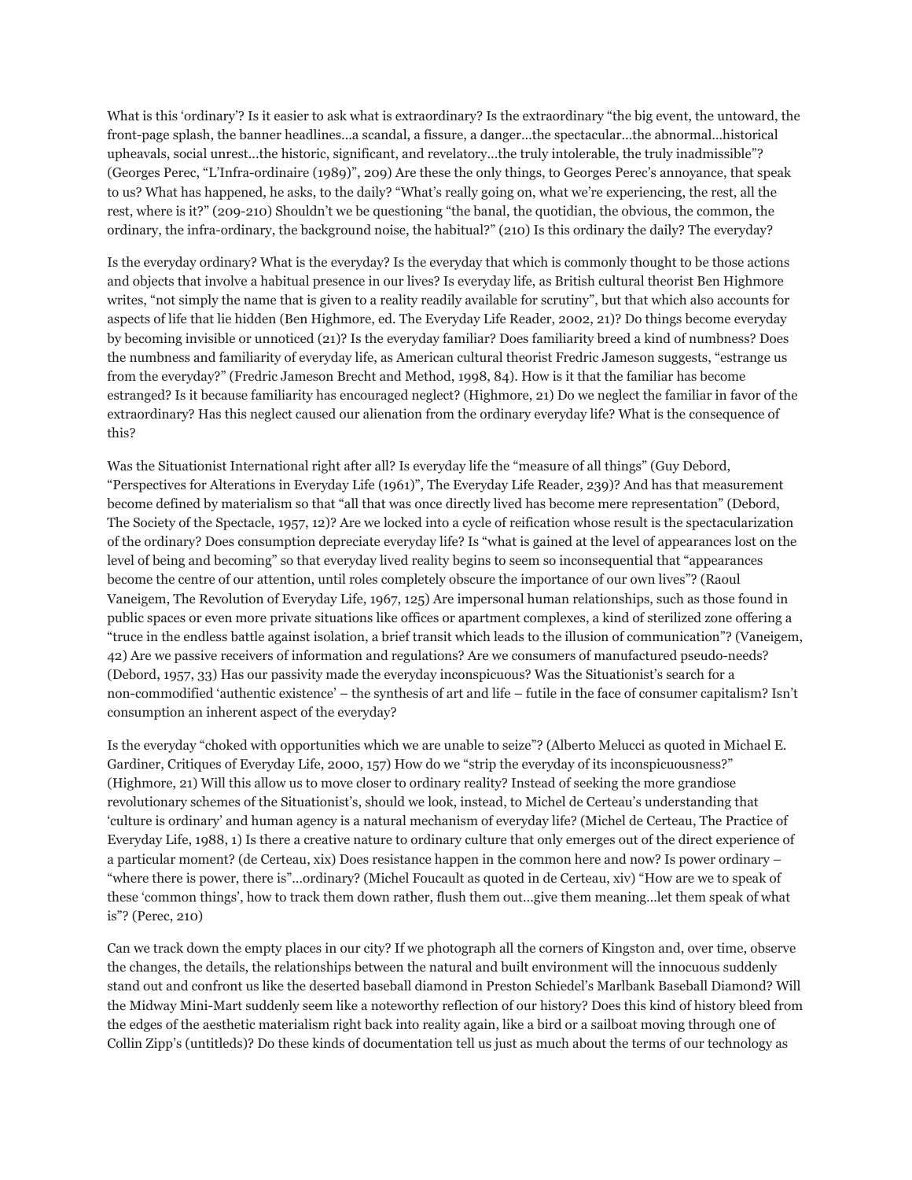What is this 'ordinary'? Is it easier to ask what is extraordinary? Is the extraordinary "the big event, the untoward, the front-page splash, the banner headlines…a scandal, a fissure, a danger…the spectacular…the abnormal…historical upheavals, social unrest…the historic, significant, and revelatory…the truly intolerable, the truly inadmissible"? (Georges Perec, "L'Infra-ordinaire (1989)", 209) Are these the only things, to Georges Perec's annoyance, that speak to us? What has happened, he asks, to the daily? "What's really going on, what we're experiencing, the rest, all the rest, where is it?" (209-210) Shouldn't we be questioning "the banal, the quotidian, the obvious, the common, the ordinary, the infra-ordinary, the background noise, the habitual?" (210) Is this ordinary the daily? The everyday?

Is the everyday ordinary? What is the everyday? Is the everyday that which is commonly thought to be those actions and objects that involve a habitual presence in our lives? Is everyday life, as British cultural theorist Ben Highmore writes, "not simply the name that is given to a reality readily available for scrutiny", but that which also accounts for aspects of life that lie hidden (Ben Highmore, ed. The Everyday Life Reader, 2002, 21)? Do things become everyday by becoming invisible or unnoticed (21)? Is the everyday familiar? Does familiarity breed a kind of numbness? Does the numbness and familiarity of everyday life, as American cultural theorist Fredric Jameson suggests, "estrange us from the everyday?" (Fredric Jameson Brecht and Method, 1998, 84). How is it that the familiar has become estranged? Is it because familiarity has encouraged neglect? (Highmore, 21) Do we neglect the familiar in favor of the extraordinary? Has this neglect caused our alienation from the ordinary everyday life? What is the consequence of this?

Was the Situationist International right after all? Is everyday life the "measure of all things" (Guy Debord, "Perspectives for Alterations in Everyday Life (1961)", The Everyday Life Reader, 239)? And has that measurement become defined by materialism so that "all that was once directly lived has become mere representation" (Debord, The Society of the Spectacle, 1957, 12)? Are we locked into a cycle of reification whose result is the spectacularization of the ordinary? Does consumption depreciate everyday life? Is "what is gained at the level of appearances lost on the level of being and becoming" so that everyday lived reality begins to seem so inconsequential that "appearances become the centre of our attention, until roles completely obscure the importance of our own lives"? (Raoul Vaneigem, The Revolution of Everyday Life, 1967, 125) Are impersonal human relationships, such as those found in public spaces or even more private situations like offices or apartment complexes, a kind of sterilized zone offering a "truce in the endless battle against isolation, a brief transit which leads to the illusion of communication"? (Vaneigem, 42) Are we passive receivers of information and regulations? Are we consumers of manufactured pseudo-needs? (Debord, 1957, 33) Has our passivity made the everyday inconspicuous? Was the Situationist's search for a non-commodified 'authentic existence' – the synthesis of art and life – futile in the face of consumer capitalism? Isn't consumption an inherent aspect of the everyday?

Is the everyday "choked with opportunities which we are unable to seize"? (Alberto Melucci as quoted in Michael E. Gardiner, Critiques of Everyday Life, 2000, 157) How do we "strip the everyday of its inconspicuousness?" (Highmore, 21) Will this allow us to move closer to ordinary reality? Instead of seeking the more grandiose revolutionary schemes of the Situationist's, should we look, instead, to Michel de Certeau's understanding that 'culture is ordinary' and human agency is a natural mechanism of everyday life? (Michel de Certeau, The Practice of Everyday Life, 1988, 1) Is there a creative nature to ordinary culture that only emerges out of the direct experience of a particular moment? (de Certeau, xix) Does resistance happen in the common here and now? Is power ordinary – "where there is power, there is"…ordinary? (Michel Foucault as quoted in de Certeau, xiv) "How are we to speak of these 'common things', how to track them down rather, flush them out…give them meaning…let them speak of what is"? (Perec, 210)

Can we track down the empty places in our city? If we photograph all the corners of Kingston and, over time, observe the changes, the details, the relationships between the natural and built environment will the innocuous suddenly stand out and confront us like the deserted baseball diamond in Preston Schiedel's Marlbank Baseball Diamond? Will the Midway Mini-Mart suddenly seem like a noteworthy reflection of our history? Does this kind of history bleed from the edges of the aesthetic materialism right back into reality again, like a bird or a sailboat moving through one of Collin Zipp's (untitleds)? Do these kinds of documentation tell us just as much about the terms of our technology as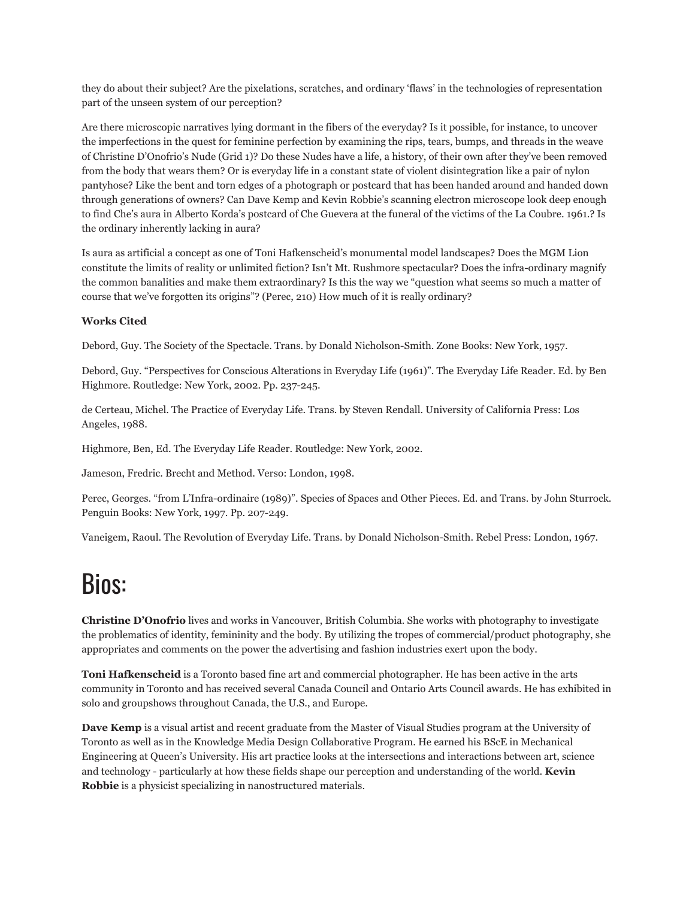they do about their subject? Are the pixelations, scratches, and ordinary 'flaws' in the technologies of representation part of the unseen system of our perception?

Are there microscopic narratives lying dormant in the fibers of the everyday? Is it possible, for instance, to uncover the imperfections in the quest for feminine perfection by examining the rips, tears, bumps, and threads in the weave of Christine D'Onofrio's Nude (Grid 1)? Do these Nudes have a life, a history, of their own after they've been removed from the body that wears them? Or is everyday life in a constant state of violent disintegration like a pair of nylon pantyhose? Like the bent and torn edges of a photograph or postcard that has been handed around and handed down through generations of owners? Can Dave Kemp and Kevin Robbie's scanning electron microscope look deep enough to find Che's aura in Alberto Korda's postcard of Che Guevera at the funeral of the victims of the La Coubre. 1961.? Is the ordinary inherently lacking in aura?

Is aura as artificial a concept as one of Toni Hafkenscheid's monumental model landscapes? Does the MGM Lion constitute the limits of reality or unlimited fiction? Isn't Mt. Rushmore spectacular? Does the infra-ordinary magnify the common banalities and make them extraordinary? Is this the way we "question what seems so much a matter of course that we've forgotten its origins"? (Perec, 210) How much of it is really ordinary?

**Works Cited**

Debord, Guy. The Society of the Spectacle. Trans. by Donald Nicholson-Smith. Zone Books: New York, 1957.

Debord, Guy. "Perspectives for Conscious Alterations in Everyday Life (1961)". The Everyday Life Reader. Ed. by Ben Highmore. Routledge: New York, 2002. Pp. 237-245.

de Certeau, Michel. The Practice of Everyday Life. Trans. by Steven Rendall. University of California Press: Los Angeles, 1988.

Highmore, Ben, Ed. The Everyday Life Reader. Routledge: New York, 2002.

Jameson, Fredric. Brecht and Method. Verso: London, 1998.

Perec, Georges. "from L'Infra-ordinaire (1989)". Species of Spaces and Other Pieces. Ed. and Trans. by John Sturrock. Penguin Books: New York, 1997. Pp. 207-249.

Vaneigem, Raoul. The Revolution of Everyday Life. Trans. by Donald Nicholson-Smith. Rebel Press: London, 1967.

# Bios:

**Christine D'Onofrio** lives and works in Vancouver, British Columbia. She works with photography to investigate the problematics of identity, femininity and the body. By utilizing the tropes of commercial/product photography, she appropriates and comments on the power the advertising and fashion industries exert upon the body.

**Toni Hafkenscheid** is a Toronto based fine art and commercial photographer. He has been active in the arts community in Toronto and has received several Canada Council and Ontario Arts Council awards. He has exhibited in solo and groupshows throughout Canada, the U.S., and Europe.

**Dave Kemp** is a visual artist and recent graduate from the Master of Visual Studies program at the University of Toronto as well as in the Knowledge Media Design Collaborative Program. He earned his BScE in Mechanical Engineering at Queen's University. His art practice looks at the intersections and interactions between art, science and technology - particularly at how these fields shape our perception and understanding of the world. **Kevin Robbie** is a physicist specializing in nanostructured materials.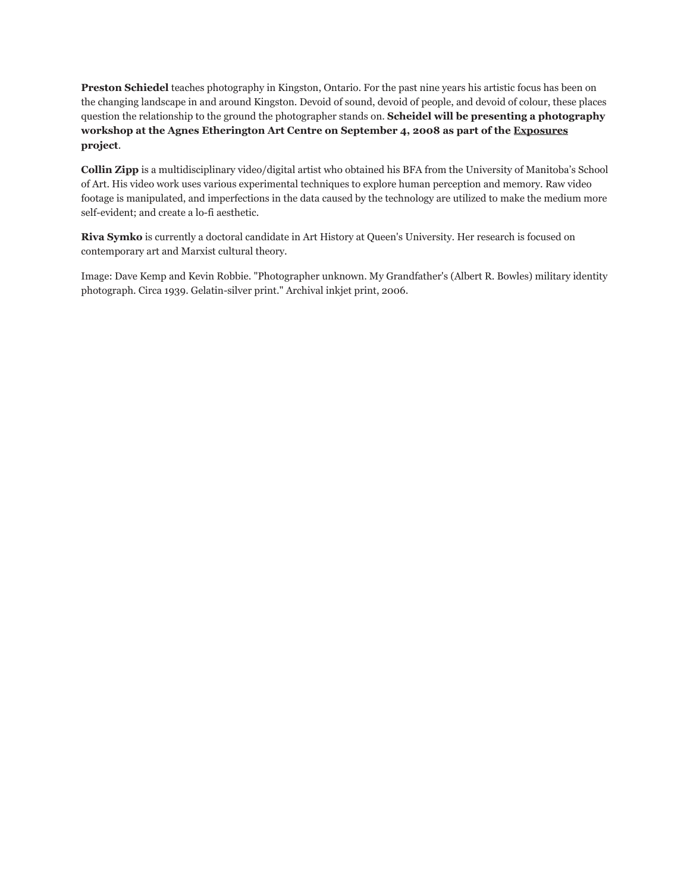**Preston Schiedel** teaches photography in Kingston, Ontario. For the past nine years his artistic focus has been on the changing landscape in and around Kingston. Devoid of sound, devoid of people, and devoid of colour, these places question the relationship to the ground the photographer stands on. **Scheidel will be presenting a photography workshop at the Agnes Etherington Art Centre on September 4, 2008 as part of the Exposures project**.

**Collin Zipp** is a multidisciplinary video/digital artist who obtained his BFA from the University of Manitoba's School of Art. His video work uses various experimental techniques to explore human perception and memory. Raw video footage is manipulated, and imperfections in the data caused by the technology are utilized to make the medium more self-evident; and create a lo-fi aesthetic.

**Riva Symko** is currently a doctoral candidate in Art History at Queen's University. Her research is focused on contemporary art and Marxist cultural theory.

Image: Dave Kemp and Kevin Robbie. "Photographer unknown. My Grandfather's (Albert R. Bowles) military identity photograph. Circa 1939. Gelatin-silver print." Archival inkjet print, 2006.